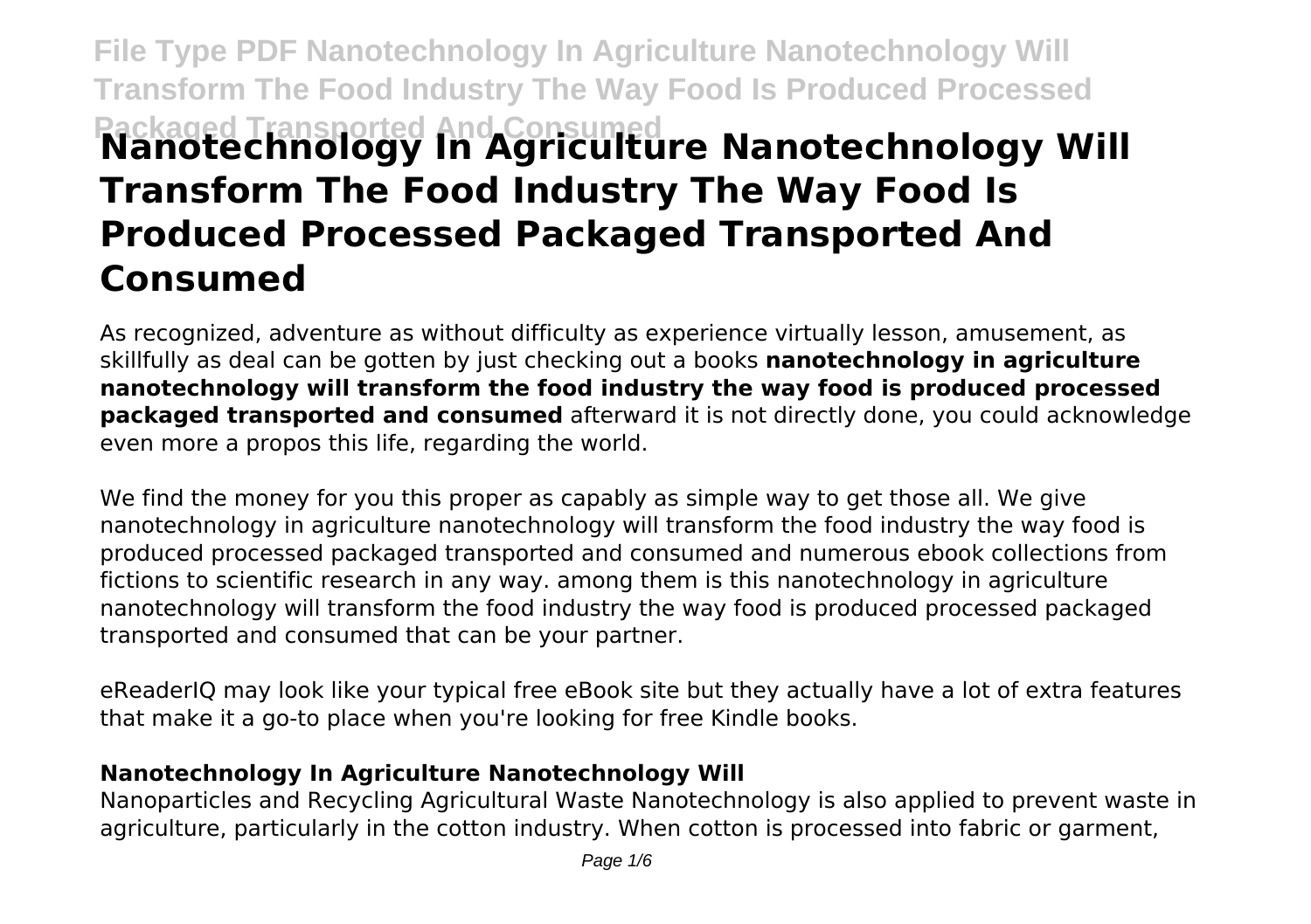# Nanotechnology In Agriculture Nanotechnology Will Transform The Food Industry The Way Food Is Produced Processed Packaged Transported And Consumed

As recognized, adventure as without difficulty as experience virtually lesson, amusement, as skillfully as deal can be gotten by just checking out a books **nanotechnology in agriculture nanotechnology will transform the food industry the way food is produced processed packaged transported and consumed** afterward it is not directly done, you could acknowledge even more a propos this life, regarding the world.

We find the money for you this proper as capably as simple way to get those all. We give nanotechnology in agriculture nanotechnology will transform the food industry the way food is produced processed packaged transported and consumed and numerous ebook collections from fictions to scientific research in any way. among them is this nanotechnology in agriculture nanotechnology will transform the food industry the way food is produced processed packaged transported and consumed that can be your partner.

eReaderIQ may look like your typical free eBook site but they actually have a lot of extra features that make it a go-to place when you're looking for free Kindle books.

### Nanotechnology In Agriculture Nanotechnology Will

Nanoparticles and Recycling Agricultural Waste Nanotechnology is also applied to prevent waste in agriculture, particularly in the cotton industry. When cotton is processed into fabric or garment,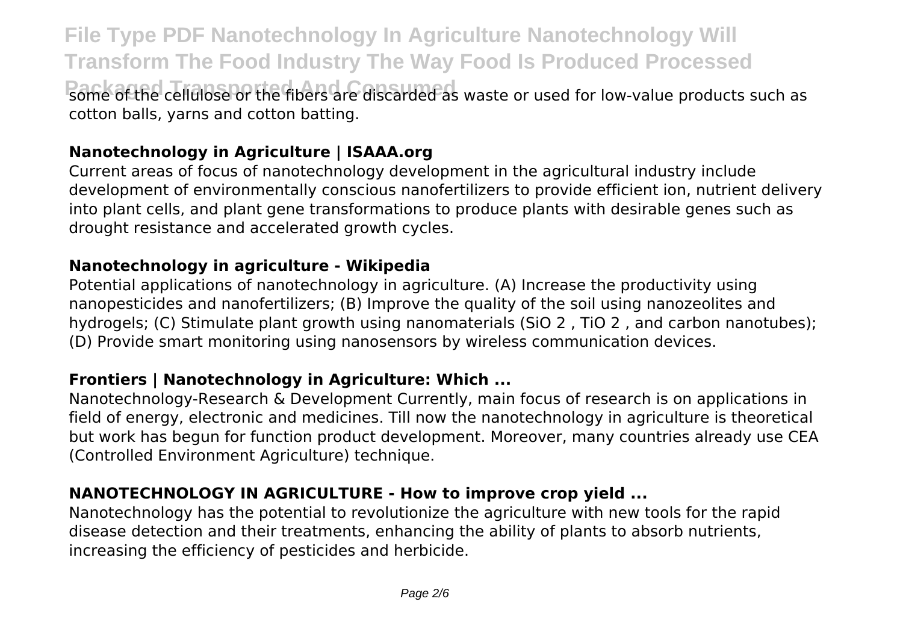some of the cellulose or the fibers are discarded as waste or used for low-value products such as cotton balls, yarns and cotton batting.

## Nanotechnology in Agriculture | ISAAA.org

Current areas of focus of nanotechnology development in the agricultural industry include development of environmentally conscious nanofertilizers to provide efficient ion, nutrient delivery into plant cells, and plant gene transformations to produce plants with desirable genes such as drought resistance and accelerated growth cycles.

## Nanotechnology in agriculture - Wikipedia

Potential applications of nanotechnology in agriculture. (A) Increase the productivity using nanopesticides and nanofertilizers; (B) Improve the quality of the soil using nanozeolites and hydrogels; (C) Stimulate plant growth using nanomaterials ($SiO_2$, $TiO_2$, and carbon nanotubes); (D) Provide smart monitoring using nanosensors by wireless communication devices.

## Frontiers | Nanotechnology in Agriculture: Which ...

Nanotechnology-Research & Development Currently, main focus of research is on applications in field of energy, electronic and medicines. Till now the nanotechnology in agriculture is theoretical but work has begun for function product development. Moreover, many countries already use CEA (Controlled Environment Agriculture) technique.

## NANOTECHNOLOGY IN AGRICULTURE - How to improve crop yield ...

Nanotechnology has the potential to revolutionize the agriculture with new tools for the rapid disease detection and their treatments, enhancing the ability of plants to absorb nutrients, increasing the efficiency of pesticides and herbicide.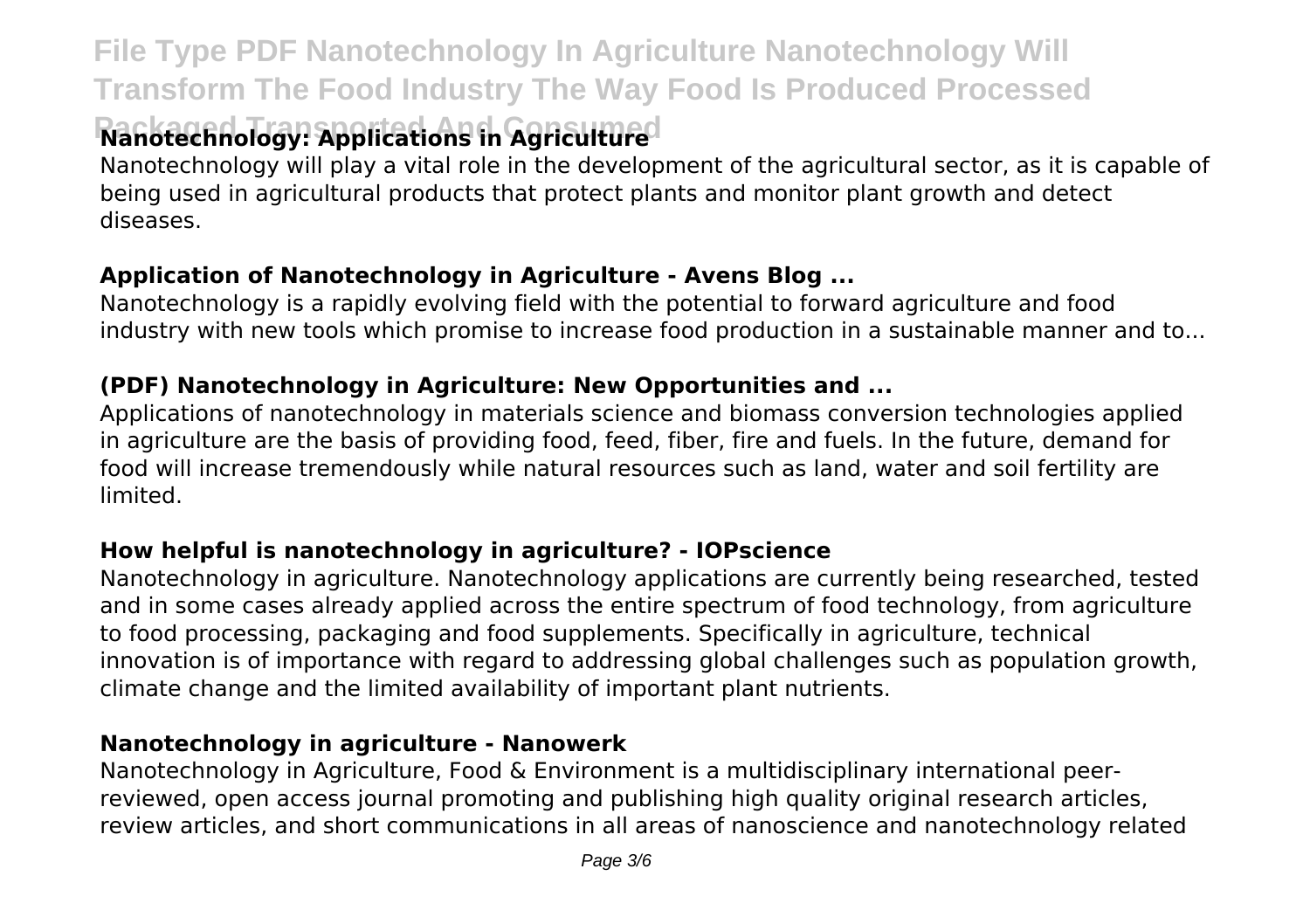### Nanotechnology: Applications in Agriculture

Nanotechnology will play a vital role in the development of the agricultural sector, as it is capable of being used in agricultural products that protect plants and monitor plant growth and detect diseases.

### Application of Nanotechnology in Agriculture - Avens Blog ...

Nanotechnology is a rapidly evolving field with the potential to forward agriculture and food industry with new tools which promise to increase food production in a sustainable manner and to...

### (PDF) Nanotechnology in Agriculture: New Opportunities and ...

Applications of nanotechnology in materials science and biomass conversion technologies applied in agriculture are the basis of providing food, feed, fiber, fire and fuels. In the future, demand for food will increase tremendously while natural resources such as land, water and soil fertility are limited.

### How helpful is nanotechnology in agriculture? - IOPscience

Nanotechnology in agriculture. Nanotechnology applications are currently being researched, tested and in some cases already applied across the entire spectrum of food technology, from agriculture to food processing, packaging and food supplements. Specifically in agriculture, technical innovation is of importance with regard to addressing global challenges such as population growth, climate change and the limited availability of important plant nutrients.

### Nanotechnology in agriculture - Nanowerk

Nanotechnology in Agriculture, Food & Environment is a multidisciplinary international peer-reviewed, open access journal promoting and publishing high quality original research articles, review articles, and short communications in all areas of nanoscience and nanotechnology related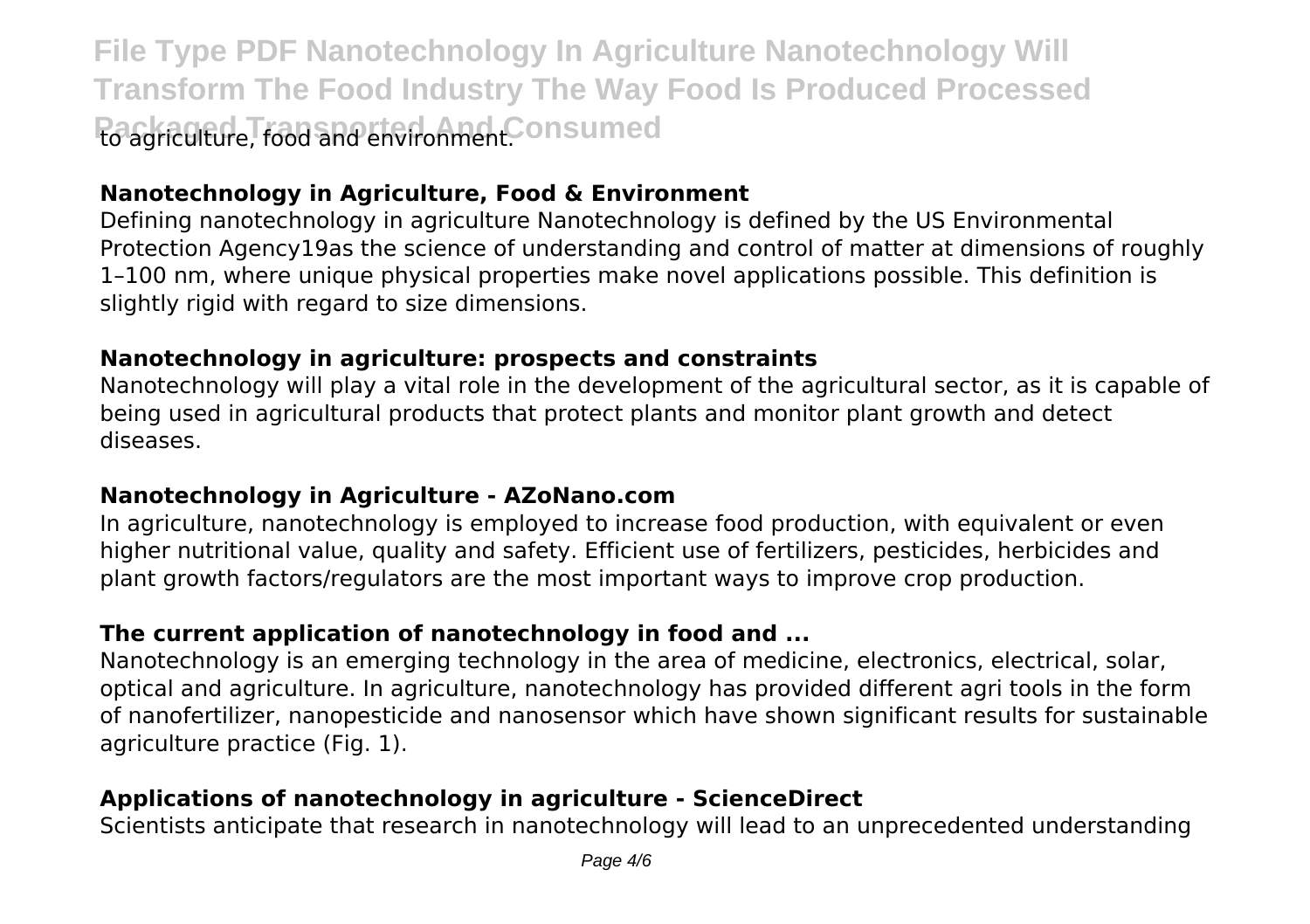to agriculture, food and environment.

## Nanotechnology in Agriculture, Food & Environment

Defining nanotechnology in agriculture Nanotechnology is defined by the US Environmental Protection Agency19as the science of understanding and control of matter at dimensions of roughly 1–100 nm, where unique physical properties make novel applications possible. This definition is slightly rigid with regard to size dimensions.

## Nanotechnology in agriculture: prospects and constraints

Nanotechnology will play a vital role in the development of the agricultural sector, as it is capable of being used in agricultural products that protect plants and monitor plant growth and detect diseases.

## Nanotechnology in Agriculture - AZoNano.com

In agriculture, nanotechnology is employed to increase food production, with equivalent or even higher nutritional value, quality and safety. Efficient use of fertilizers, pesticides, herbicides and plant growth factors/regulators are the most important ways to improve crop production.

## The current application of nanotechnology in food and ...

Nanotechnology is an emerging technology in the area of medicine, electronics, electrical, solar, optical and agriculture. In agriculture, nanotechnology has provided different agri tools in the form of nanofertilizer, nanopesticide and nanosensor which have shown significant results for sustainable agriculture practice (Fig. 1).

## Applications of nanotechnology in agriculture - ScienceDirect

Scientists anticipate that research in nanotechnology will lead to an unprecedented understanding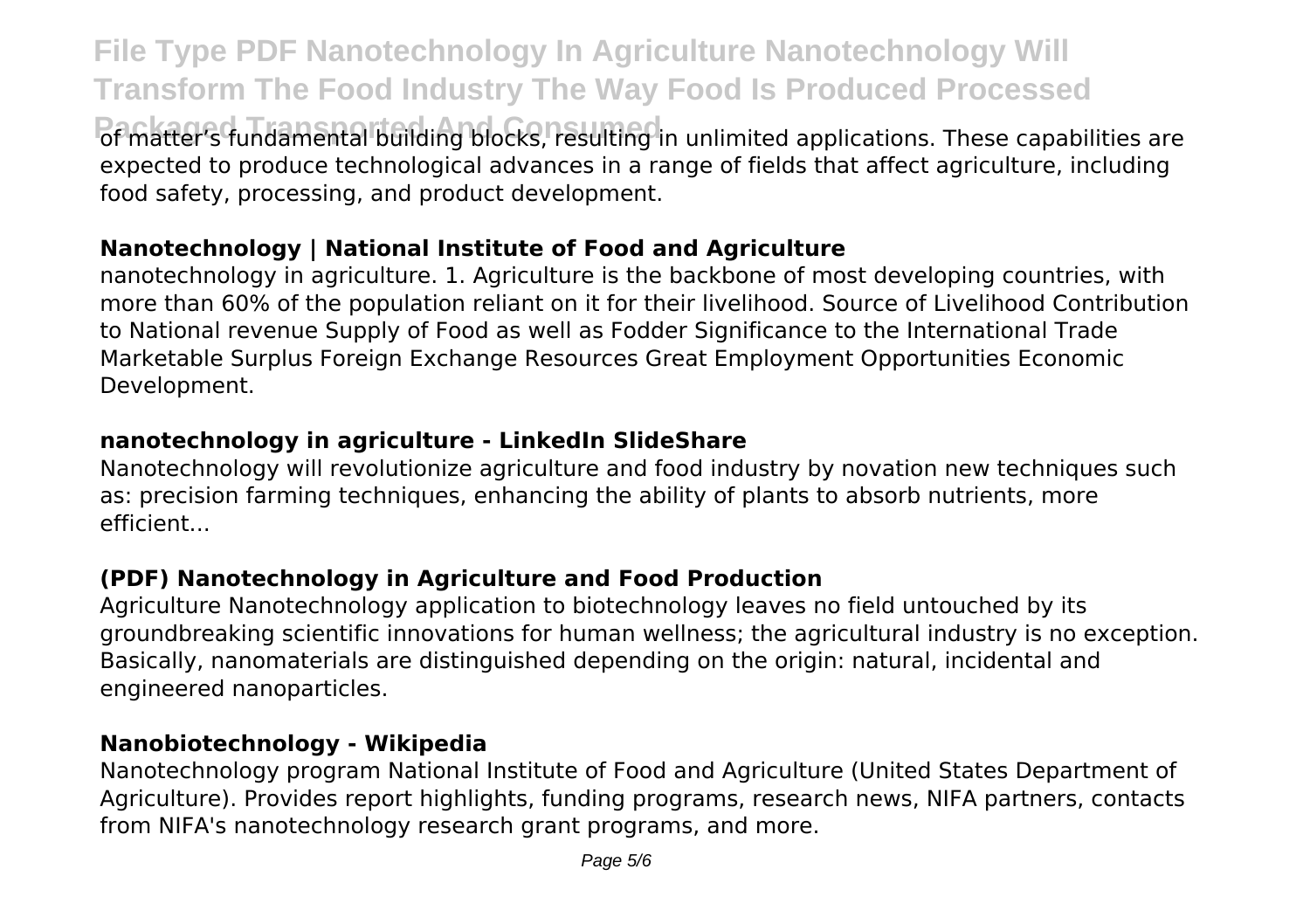of matter's fundamental building blocks, resulting in unlimited applications. These capabilities are expected to produce technological advances in a range of fields that affect agriculture, including food safety, processing, and product development.

**Nanotechnology | National Institute of Food and Agriculture**

nanotechnology in agriculture. 1. Agriculture is the backbone of most developing countries, with more than 60% of the population reliant on it for their livelihood. Source of Livelihood Contribution to National revenue Supply of Food as well as Fodder Significance to the International Trade Marketable Surplus Foreign Exchange Resources Great Employment Opportunities Economic Development.

**nanotechnology in agriculture - LinkedIn SlideShare**

Nanotechnology will revolutionize agriculture and food industry by novation new techniques such as: precision farming techniques, enhancing the ability of plants to absorb nutrients, more efficient...

**(PDF) Nanotechnology in Agriculture and Food Production**

Agriculture Nanotechnology application to biotechnology leaves no field untouched by its groundbreaking scientific innovations for human wellness; the agricultural industry is no exception. Basically, nanomaterials are distinguished depending on the origin: natural, incidental and engineered nanoparticles.

**Nanobiotechnology - Wikipedia**

Nanotechnology program National Institute of Food and Agriculture (United States Department of Agriculture). Provides report highlights, funding programs, research news, NIFA partners, contacts from NIFA's nanotechnology research grant programs, and more.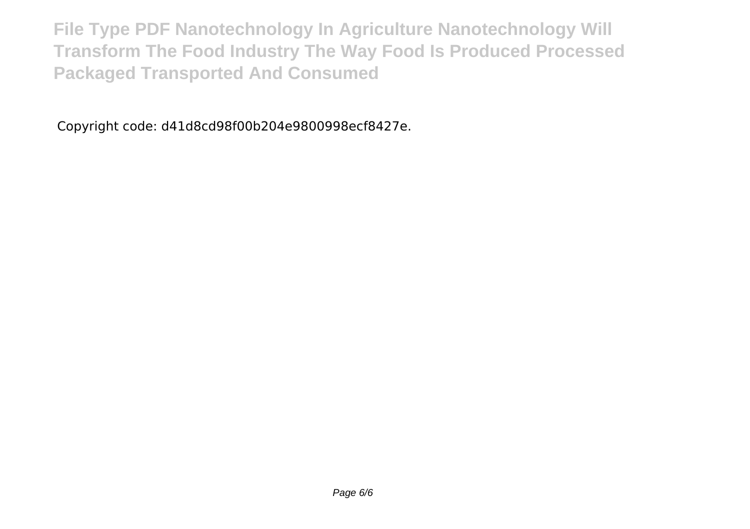Copyright code: d41d8cd98f00b204e9800998ecf8427e.